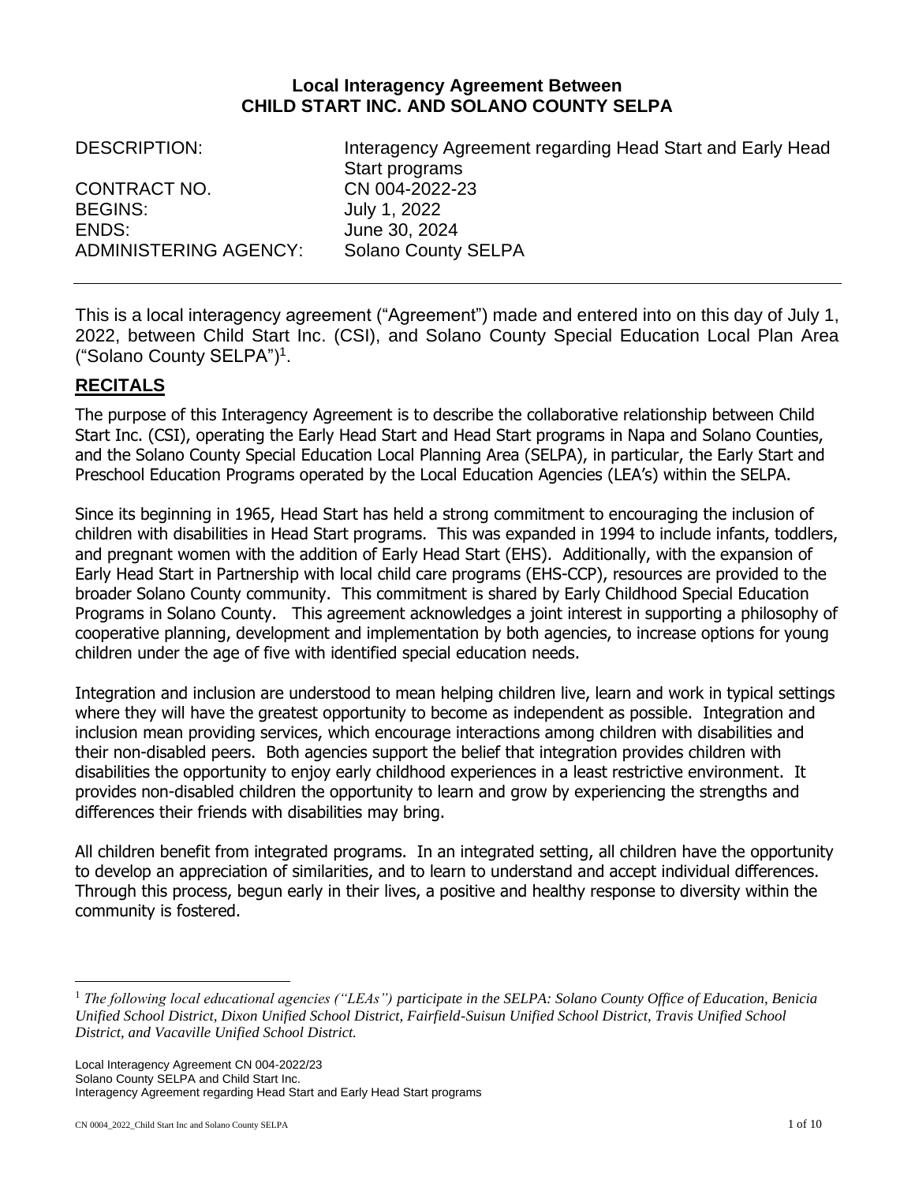**Local Interagency Agreement Between**
**CHILD START INC. AND SOLANO COUNTY SELPA**

| | |
|---|---|
| DESCRIPTION: | Interagency Agreement regarding Head Start and Early Head Start programs |
| CONTRACT NO. | CN 004-2022-23 |
| BEGINS: | July 1, 2022 |
| ENDS: | June 30, 2024 |
| ADMINISTERING AGENCY: | Solano County SELPA |

---

This is a local interagency agreement ("Agreement") made and entered into on this day of July 1, 2022, between Child Start Inc. (CSI), and Solano County Special Education Local Plan Area ("Solano County SELPA")[1].

## RECITALS

The purpose of this Interagency Agreement is to describe the collaborative relationship between Child Start Inc. (CSI), operating the Early Head Start and Head Start programs in Napa and Solano Counties, and the Solano County Special Education Local Planning Area (SELPA), in particular, the Early Start and Preschool Education Programs operated by the Local Education Agencies (LEA's) within the SELPA.

Since its beginning in 1965, Head Start has held a strong commitment to encouraging the inclusion of children with disabilities in Head Start programs. This was expanded in 1994 to include infants, toddlers, and pregnant women with the addition of Early Head Start (EHS). Additionally, with the expansion of Early Head Start in Partnership with local child care programs (EHS-CCP), resources are provided to the broader Solano County community. This commitment is shared by Early Childhood Special Education Programs in Solano County. This agreement acknowledges a joint interest in supporting a philosophy of cooperative planning, development and implementation by both agencies, to increase options for young children under the age of five with identified special education needs.

Integration and inclusion are understood to mean helping children live, learn and work in typical settings where they will have the greatest opportunity to become as independent as possible. Integration and inclusion mean providing services, which encourage interactions among children with disabilities and their non-disabled peers. Both agencies support the belief that integration provides children with disabilities the opportunity to enjoy early childhood experiences in a least restrictive environment. It provides non-disabled children the opportunity to learn and grow by experiencing the strengths and differences their friends with disabilities may bring.

All children benefit from integrated programs. In an integrated setting, all children have the opportunity to develop an appreciation of similarities, and to learn to understand and accept individual differences. Through this process, begun early in their lives, a positive and healthy response to diversity within the community is fostered.

---

[1] *The following local educational agencies ("LEAs") participate in the SELPA: Solano County Office of Education, Benicia Unified School District, Dixon Unified School District, Fairfield-Suisun Unified School District, Travis Unified School District, and Vacaville Unified School District.*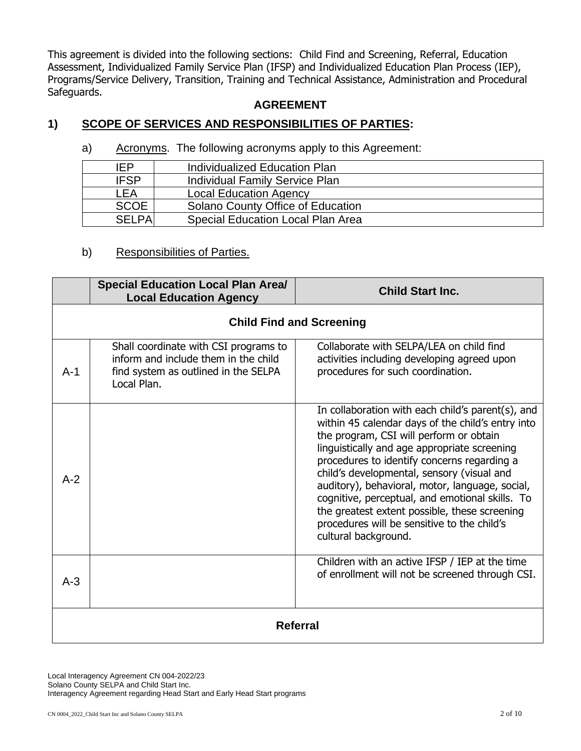This agreement is divided into the following sections: Child Find and Screening, Referral, Education Assessment, Individualized Family Service Plan (IFSP) and Individualized Education Plan Process (IEP), Programs/Service Delivery, Transition, Training and Technical Assistance, Administration and Procedural Safeguards.

## AGREEMENT

## 1) SCOPE OF SERVICES AND RESPONSIBILITIES OF PARTIES:

a) Acronyms. The following acronyms apply to this Agreement:

| | |
|---|---|
| IEP | Individualized Education Plan |
| IFSP | Individual Family Service Plan |
| LEA | Local Education Agency |
| SCOE | Solano County Office of Education |
| SELPA | Special Education Local Plan Area |

b) Responsibilities of Parties.

| | Special Education Local Plan Area/ Local Education Agency | Child Start Inc. |
|---|---|---|
| **Child Find and Screening** | | |
| A-1 | Shall coordinate with CSI programs to inform and include them in the child find system as outlined in the SELPA Local Plan. | Collaborate with SELPA/LEA on child find activities including developing agreed upon procedures for such coordination. |
| A-2 | | In collaboration with each child's parent(s), and within 45 calendar days of the child's entry into the program, CSI will perform or obtain linguistically and age appropriate screening procedures to identify concerns regarding a child's developmental, sensory (visual and auditory), behavioral, motor, language, social, cognitive, perceptual, and emotional skills. To the greatest extent possible, these screening procedures will be sensitive to the child's cultural background. |
| A-3 | | Children with an active IFSP / IEP at the time of enrollment will not be screened through CSI. |
| **Referral** | | |

Local Interagency Agreement CN 004-2022/23
Solano County SELPA and Child Start Inc.
Interagency Agreement regarding Head Start and Early Head Start programs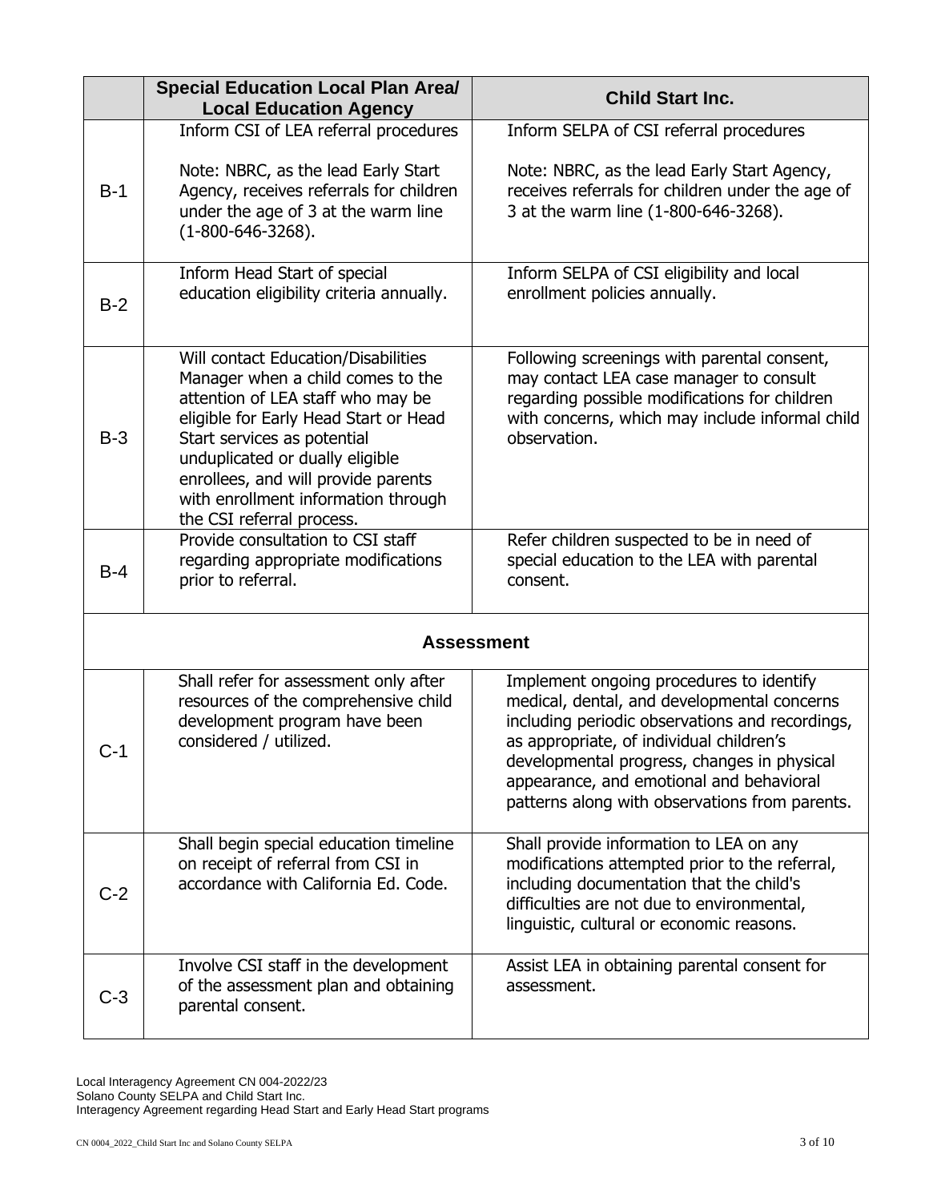| | Special Education Local Plan Area/ Local Education Agency | Child Start Inc. |
|---|---|---|
| B-1 | Inform CSI of LEA referral procedures<br><br>Note: NBRC, as the lead Early Start Agency, receives referrals for children under the age of 3 at the warm line (1-800-646-3268). | Inform SELPA of CSI referral procedures<br><br>Note: NBRC, as the lead Early Start Agency, receives referrals for children under the age of 3 at the warm line (1-800-646-3268). |
| B-2 | Inform Head Start of special education eligibility criteria annually. | Inform SELPA of CSI eligibility and local enrollment policies annually. |
| B-3 | Will contact Education/Disabilities Manager when a child comes to the attention of LEA staff who may be eligible for Early Head Start or Head Start services as potential unduplicated or dually eligible enrollees, and will provide parents with enrollment information through the CSI referral process. | Following screenings with parental consent, may contact LEA case manager to consult regarding possible modifications for children with concerns, which may include informal child observation. |
| B-4 | Provide consultation to CSI staff regarding appropriate modifications prior to referral. | Refer children suspected to be in need of special education to the LEA with parental consent. |
| **Assessment** | | |
| C-1 | Shall refer for assessment only after resources of the comprehensive child development program have been considered / utilized. | Implement ongoing procedures to identify medical, dental, and developmental concerns including periodic observations and recordings, as appropriate, of individual children's developmental progress, changes in physical appearance, and emotional and behavioral patterns along with observations from parents. |
| C-2 | Shall begin special education timeline on receipt of referral from CSI in accordance with California Ed. Code. | Shall provide information to LEA on any modifications attempted prior to the referral, including documentation that the child's difficulties are not due to environmental, linguistic, cultural or economic reasons. |
| C-3 | Involve CSI staff in the development of the assessment plan and obtaining parental consent. | Assist LEA in obtaining parental consent for assessment. |

Local Interagency Agreement CN 004-2022/23
Solano County SELPA and Child Start Inc.
Interagency Agreement regarding Head Start and Early Head Start programs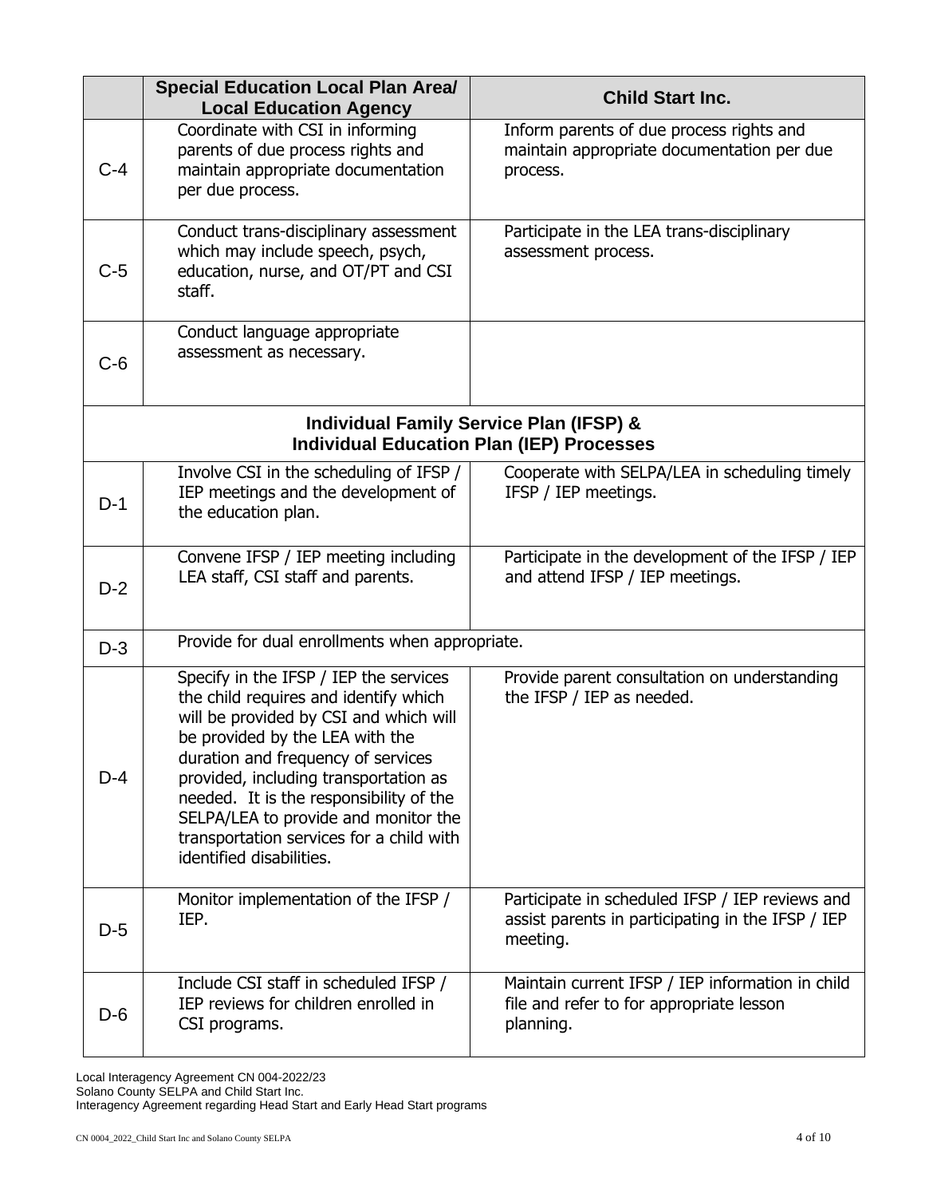| | Special Education Local Plan Area/ Local Education Agency | Child Start Inc. |
|---|---|---|
| C-4 | Coordinate with CSI in informing parents of due process rights and maintain appropriate documentation per due process. | Inform parents of due process rights and maintain appropriate documentation per due process. |
| C-5 | Conduct trans-disciplinary assessment which may include speech, psych, education, nurse, and OT/PT and CSI staff. | Participate in the LEA trans-disciplinary assessment process. |
| C-6 | Conduct language appropriate assessment as necessary. | |
| **Individual Family Service Plan (IFSP) & Individual Education Plan (IEP) Processes** | | |
| D-1 | Involve CSI in the scheduling of IFSP / IEP meetings and the development of the education plan. | Cooperate with SELPA/LEA in scheduling timely IFSP / IEP meetings. |
| D-2 | Convene IFSP / IEP meeting including LEA staff, CSI staff and parents. | Participate in the development of the IFSP / IEP and attend IFSP / IEP meetings. |
| D-3 | Provide for dual enrollments when appropriate. | |
| D-4 | Specify in the IFSP / IEP the services the child requires and identify which will be provided by CSI and which will be provided by the LEA with the duration and frequency of services provided, including transportation as needed. It is the responsibility of the SELPA/LEA to provide and monitor the transportation services for a child with identified disabilities. | Provide parent consultation on understanding the IFSP / IEP as needed. |
| D-5 | Monitor implementation of the IFSP / IEP. | Participate in scheduled IFSP / IEP reviews and assist parents in participating in the IFSP / IEP meeting. |
| D-6 | Include CSI staff in scheduled IFSP / IEP reviews for children enrolled in CSI programs. | Maintain current IFSP / IEP information in child file and refer to for appropriate lesson planning. |

Local Interagency Agreement CN 004-2022/23
Solano County SELPA and Child Start Inc.
Interagency Agreement regarding Head Start and Early Head Start programs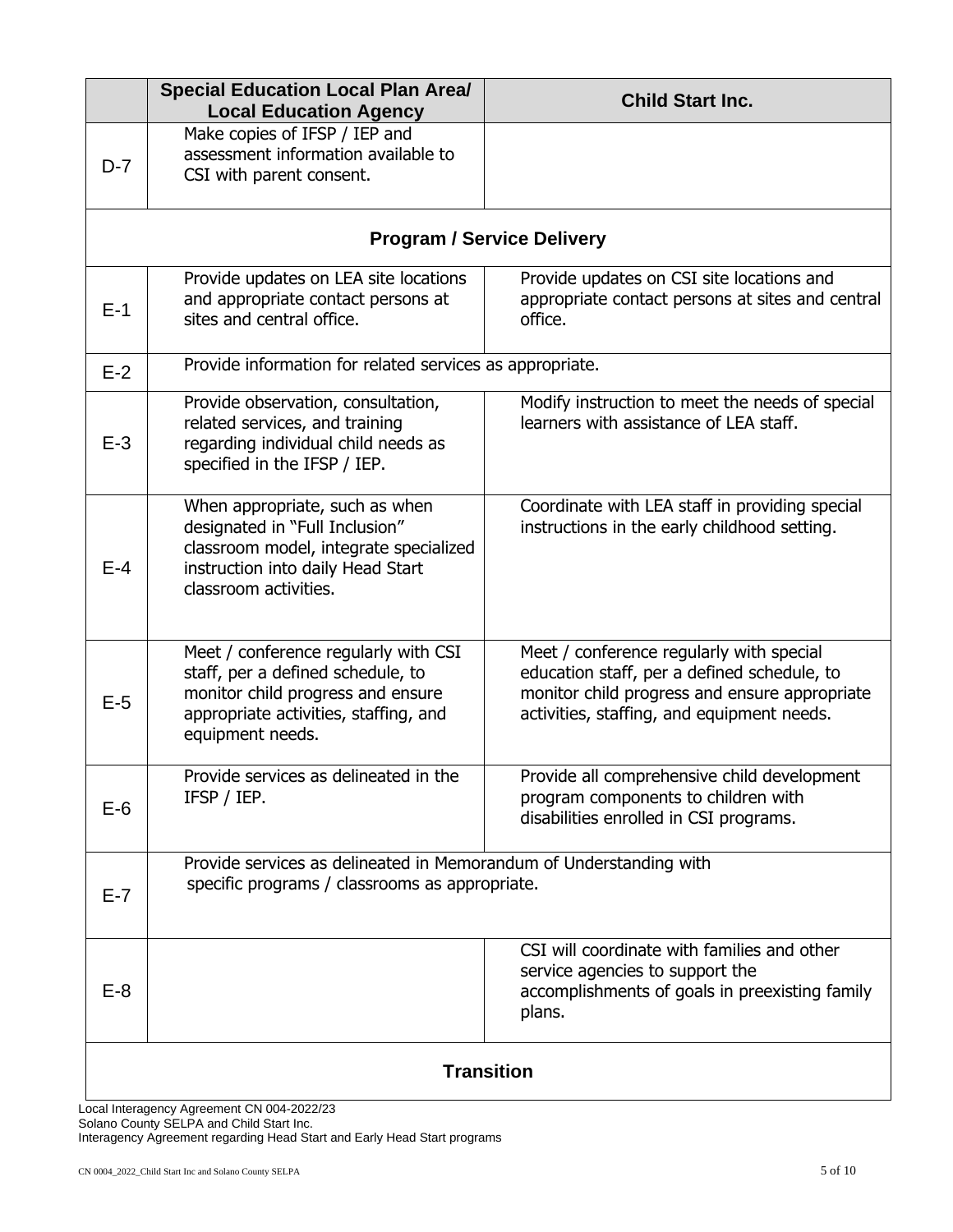| | Special Education Local Plan Area/ Local Education Agency | Child Start Inc. |
|---|---|---|
| D-7 | Make copies of IFSP / IEP and assessment information available to CSI with parent consent. | |
| **Program / Service Delivery** | | |
| E-1 | Provide updates on LEA site locations and appropriate contact persons at sites and central office. | Provide updates on CSI site locations and appropriate contact persons at sites and central office. |
| E-2 | Provide information for related services as appropriate. | |
| E-3 | Provide observation, consultation, related services, and training regarding individual child needs as specified in the IFSP / IEP. | Modify instruction to meet the needs of special learners with assistance of LEA staff. |
| E-4 | When appropriate, such as when designated in "Full Inclusion" classroom model, integrate specialized instruction into daily Head Start classroom activities. | Coordinate with LEA staff in providing special instructions in the early childhood setting. |
| E-5 | Meet / conference regularly with CSI staff, per a defined schedule, to monitor child progress and ensure appropriate activities, staffing, and equipment needs. | Meet / conference regularly with special education staff, per a defined schedule, to monitor child progress and ensure appropriate activities, staffing, and equipment needs. |
| E-6 | Provide services as delineated in the IFSP / IEP. | Provide all comprehensive child development program components to children with disabilities enrolled in CSI programs. |
| E-7 | Provide services as delineated in Memorandum of Understanding with specific programs / classrooms as appropriate. | |
| E-8 | | CSI will coordinate with families and other service agencies to support the accomplishments of goals in preexisting family plans. |
| **Transition** | | |

Local Interagency Agreement CN 004-2022/23
Solano County SELPA and Child Start Inc.
Interagency Agreement regarding Head Start and Early Head Start programs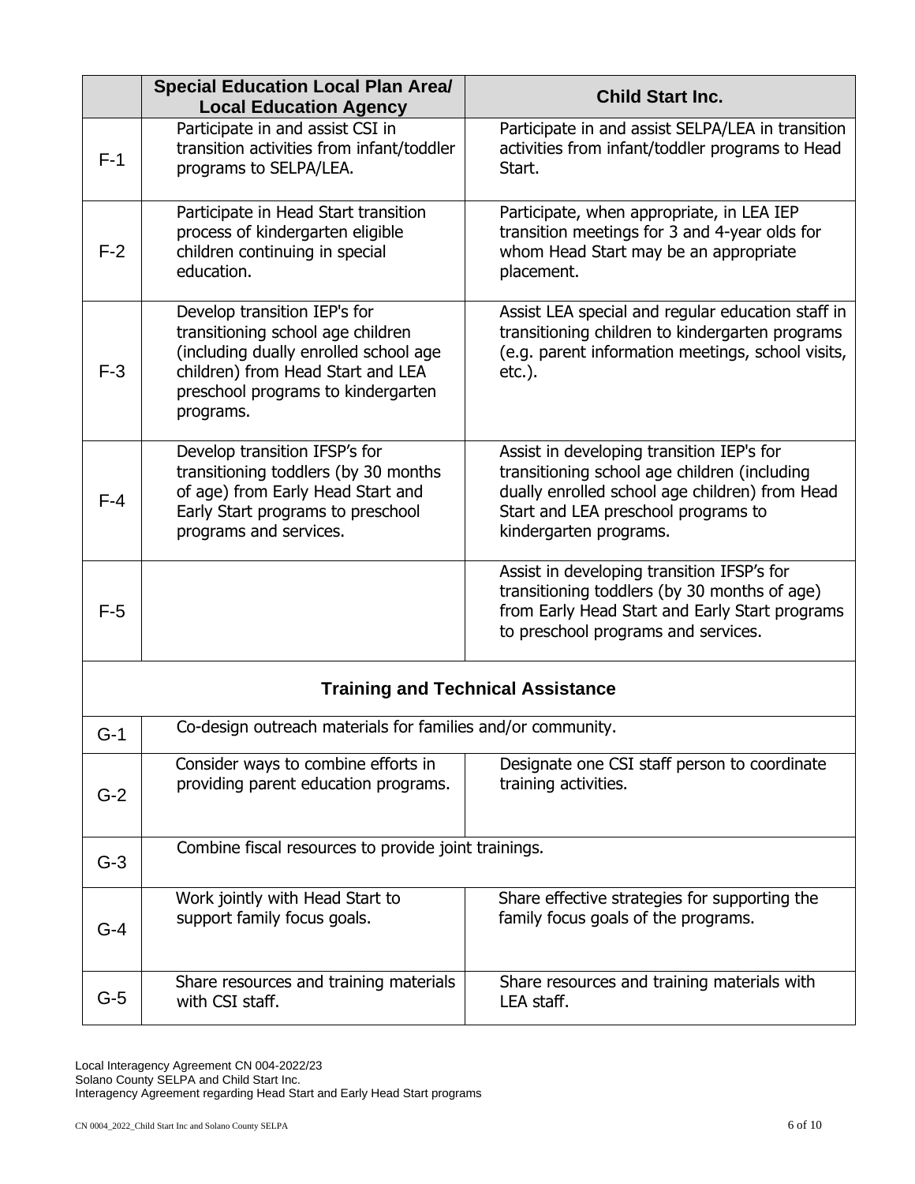|  | Special Education Local Plan Area/ Local Education Agency | Child Start Inc. |
|---|---|---|
| F-1 | Participate in and assist CSI in transition activities from infant/toddler programs to SELPA/LEA. | Participate in and assist SELPA/LEA in transition activities from infant/toddler programs to Head Start. |
| F-2 | Participate in Head Start transition process of kindergarten eligible children continuing in special education. | Participate, when appropriate, in LEA IEP transition meetings for 3 and 4-year olds for whom Head Start may be an appropriate placement. |
| F-3 | Develop transition IEP's for transitioning school age children (including dually enrolled school age children) from Head Start and LEA preschool programs to kindergarten programs. | Assist LEA special and regular education staff in transitioning children to kindergarten programs (e.g. parent information meetings, school visits, etc.). |
| F-4 | Develop transition IFSP's for transitioning toddlers (by 30 months of age) from Early Head Start and Early Start programs to preschool programs and services. | Assist in developing transition IEP's for transitioning school age children (including dually enrolled school age children) from Head Start and LEA preschool programs to kindergarten programs. |
| F-5 |  | Assist in developing transition IFSP's for transitioning toddlers (by 30 months of age) from Early Head Start and Early Start programs to preschool programs and services. |
| **Training and Technical Assistance** | | |
| G-1 | Co-design outreach materials for families and/or community. | |
| G-2 | Consider ways to combine efforts in providing parent education programs. | Designate one CSI staff person to coordinate training activities. |
| G-3 | Combine fiscal resources to provide joint trainings. | |
| G-4 | Work jointly with Head Start to support family focus goals. | Share effective strategies for supporting the family focus goals of the programs. |
| G-5 | Share resources and training materials with CSI staff. | Share resources and training materials with LEA staff. |

Local Interagency Agreement CN 004-2022/23
Solano County SELPA and Child Start Inc.
Interagency Agreement regarding Head Start and Early Head Start programs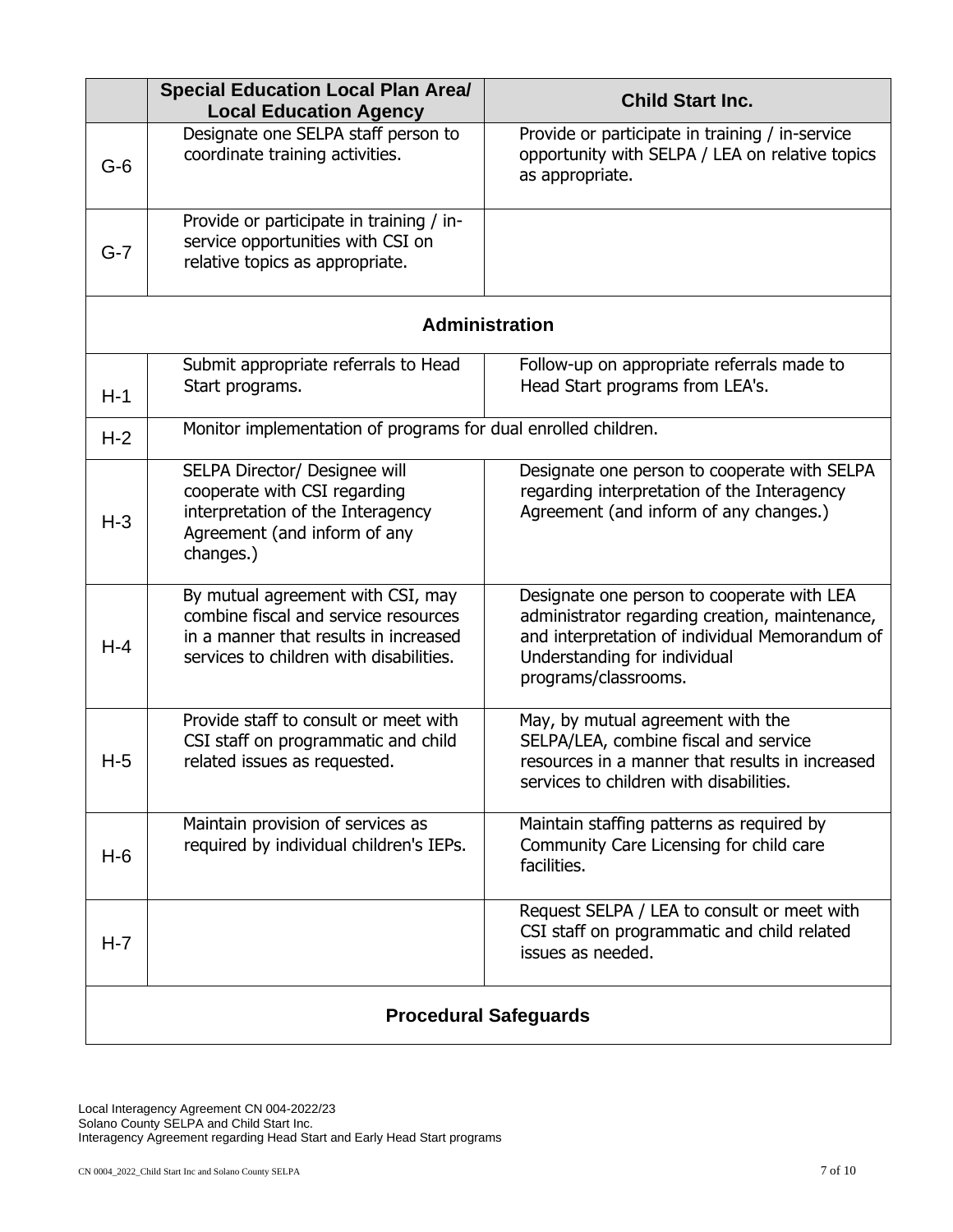| | Special Education Local Plan Area/ Local Education Agency | Child Start Inc. |
|---|---|---|
| G-6 | Designate one SELPA staff person to coordinate training activities. | Provide or participate in training / in-service opportunity with SELPA / LEA on relative topics as appropriate. |
| G-7 | Provide or participate in training / in-service opportunities with CSI on relative topics as appropriate. | |
| **Administration** | | |
| H-1 | Submit appropriate referrals to Head Start programs. | Follow-up on appropriate referrals made to Head Start programs from LEA's. |
| H-2 | Monitor implementation of programs for dual enrolled children. | |
| H-3 | SELPA Director/ Designee will cooperate with CSI regarding interpretation of the Interagency Agreement (and inform of any changes.) | Designate one person to cooperate with SELPA regarding interpretation of the Interagency Agreement (and inform of any changes.) |
| H-4 | By mutual agreement with CSI, may combine fiscal and service resources in a manner that results in increased services to children with disabilities. | Designate one person to cooperate with LEA administrator regarding creation, maintenance, and interpretation of individual Memorandum of Understanding for individual programs/classrooms. |
| H-5 | Provide staff to consult or meet with CSI staff on programmatic and child related issues as requested. | May, by mutual agreement with the SELPA/LEA, combine fiscal and service resources in a manner that results in increased services to children with disabilities. |
| H-6 | Maintain provision of services as required by individual children's IEPs. | Maintain staffing patterns as required by Community Care Licensing for child care facilities. |
| H-7 | | Request SELPA / LEA to consult or meet with CSI staff on programmatic and child related issues as needed. |
| **Procedural Safeguards** | | |

Local Interagency Agreement CN 004-2022/23
Solano County SELPA and Child Start Inc.
Interagency Agreement regarding Head Start and Early Head Start programs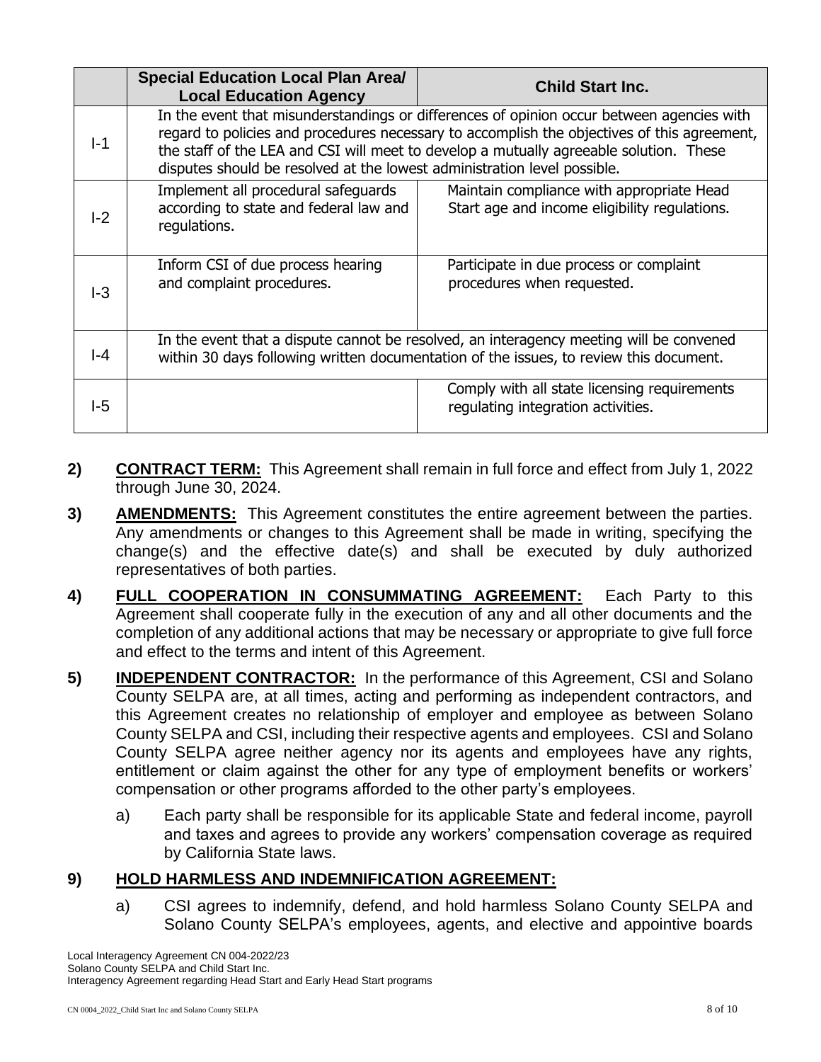| | Special Education Local Plan Area/ Local Education Agency | Child Start Inc. |
|---|---|---|
| I-1 | In the event that misunderstandings or differences of opinion occur between agencies with regard to policies and procedures necessary to accomplish the objectives of this agreement, the staff of the LEA and CSI will meet to develop a mutually agreeable solution. These disputes should be resolved at the lowest administration level possible. | |
| I-2 | Implement all procedural safeguards according to state and federal law and regulations. | Maintain compliance with appropriate Head Start age and income eligibility regulations. |
| I-3 | Inform CSI of due process hearing and complaint procedures. | Participate in due process or complaint procedures when requested. |
| I-4 | In the event that a dispute cannot be resolved, an interagency meeting will be convened within 30 days following written documentation of the issues, to review this document. | |
| I-5 | | Comply with all state licensing requirements regulating integration activities. |

**2)** **CONTRACT TERM:** This Agreement shall remain in full force and effect from July 1, 2022 through June 30, 2024.

**3)** **AMENDMENTS:** This Agreement constitutes the entire agreement between the parties. Any amendments or changes to this Agreement shall be made in writing, specifying the change(s) and the effective date(s) and shall be executed by duly authorized representatives of both parties.

**4)** **FULL COOPERATION IN CONSUMMATING AGREEMENT:** Each Party to this Agreement shall cooperate fully in the execution of any and all other documents and the completion of any additional actions that may be necessary or appropriate to give full force and effect to the terms and intent of this Agreement.

**5)** **INDEPENDENT CONTRACTOR:** In the performance of this Agreement, CSI and Solano County SELPA are, at all times, acting and performing as independent contractors, and this Agreement creates no relationship of employer and employee as between Solano County SELPA and CSI, including their respective agents and employees. CSI and Solano County SELPA agree neither agency nor its agents and employees have any rights, entitlement or claim against the other for any type of employment benefits or workers' compensation or other programs afforded to the other party's employees.

a) Each party shall be responsible for its applicable State and federal income, payroll and taxes and agrees to provide any workers' compensation coverage as required by California State laws.

**9)** **HOLD HARMLESS AND INDEMNIFICATION AGREEMENT:**

a) CSI agrees to indemnify, defend, and hold harmless Solano County SELPA and Solano County SELPA's employees, agents, and elective and appointive boards

Local Interagency Agreement CN 004-2022/23
Solano County SELPA and Child Start Inc.
Interagency Agreement regarding Head Start and Early Head Start programs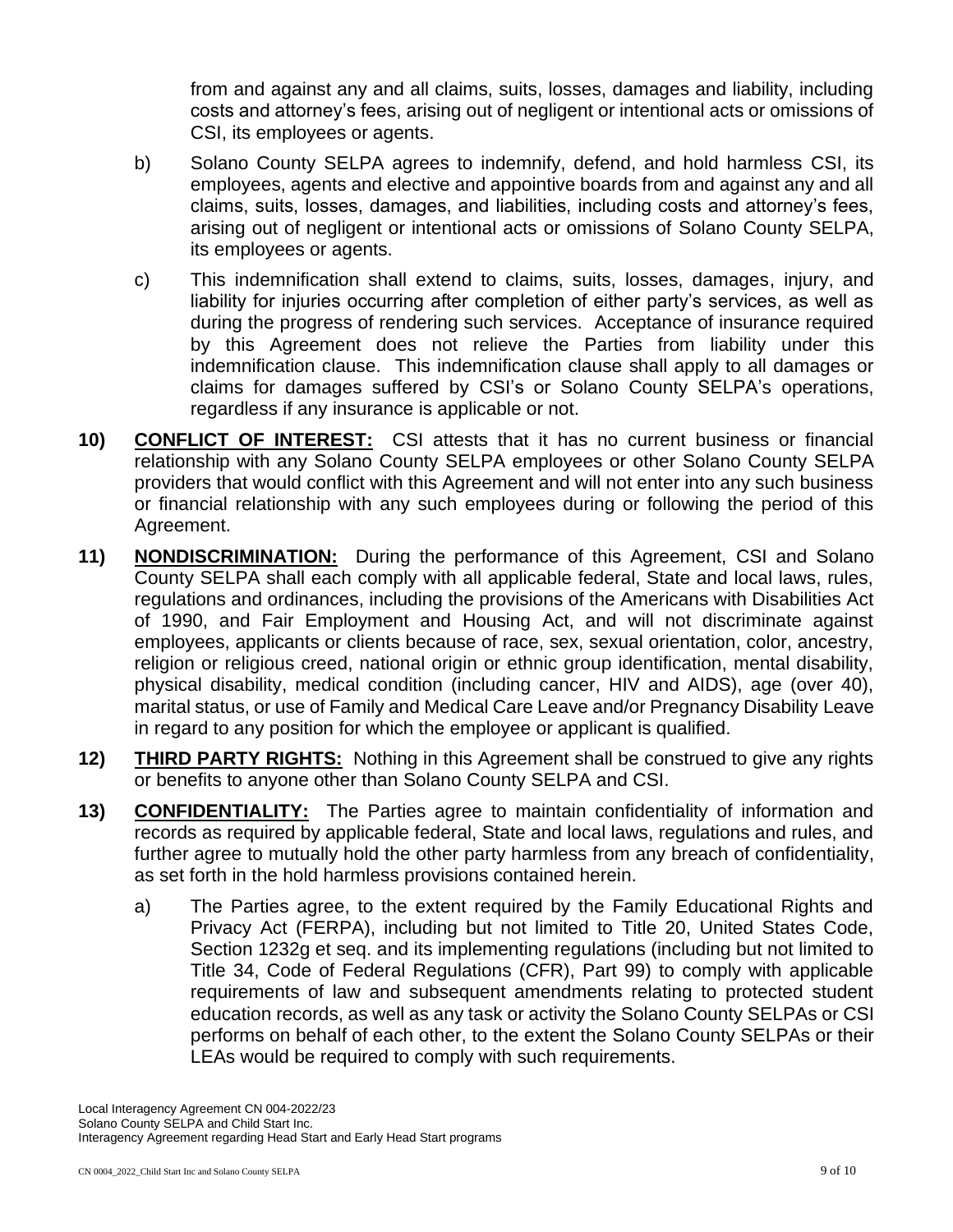from and against any and all claims, suits, losses, damages and liability, including costs and attorney's fees, arising out of negligent or intentional acts or omissions of CSI, its employees or agents.

b) Solano County SELPA agrees to indemnify, defend, and hold harmless CSI, its employees, agents and elective and appointive boards from and against any and all claims, suits, losses, damages, and liabilities, including costs and attorney's fees, arising out of negligent or intentional acts or omissions of Solano County SELPA, its employees or agents.

c) This indemnification shall extend to claims, suits, losses, damages, injury, and liability for injuries occurring after completion of either party's services, as well as during the progress of rendering such services. Acceptance of insurance required by this Agreement does not relieve the Parties from liability under this indemnification clause. This indemnification clause shall apply to all damages or claims for damages suffered by CSI's or Solano County SELPA's operations, regardless if any insurance is applicable or not.

**10) <u>CONFLICT OF INTEREST:</u>** CSI attests that it has no current business or financial relationship with any Solano County SELPA employees or other Solano County SELPA providers that would conflict with this Agreement and will not enter into any such business or financial relationship with any such employees during or following the period of this Agreement.

**11) <u>NONDISCRIMINATION:</u>** During the performance of this Agreement, CSI and Solano County SELPA shall each comply with all applicable federal, State and local laws, rules, regulations and ordinances, including the provisions of the Americans with Disabilities Act of 1990, and Fair Employment and Housing Act, and will not discriminate against employees, applicants or clients because of race, sex, sexual orientation, color, ancestry, religion or religious creed, national origin or ethnic group identification, mental disability, physical disability, medical condition (including cancer, HIV and AIDS), age (over 40), marital status, or use of Family and Medical Care Leave and/or Pregnancy Disability Leave in regard to any position for which the employee or applicant is qualified.

**12) <u>THIRD PARTY RIGHTS:</u>** Nothing in this Agreement shall be construed to give any rights or benefits to anyone other than Solano County SELPA and CSI.

**13) <u>CONFIDENTIALITY:</u>** The Parties agree to maintain confidentiality of information and records as required by applicable federal, State and local laws, regulations and rules, and further agree to mutually hold the other party harmless from any breach of confidentiality, as set forth in the hold harmless provisions contained herein.

a) The Parties agree, to the extent required by the Family Educational Rights and Privacy Act (FERPA), including but not limited to Title 20, United States Code, Section 1232g et seq. and its implementing regulations (including but not limited to Title 34, Code of Federal Regulations (CFR), Part 99) to comply with applicable requirements of law and subsequent amendments relating to protected student education records, as well as any task or activity the Solano County SELPAs or CSI performs on behalf of each other, to the extent the Solano County SELPAs or their LEAs would be required to comply with such requirements.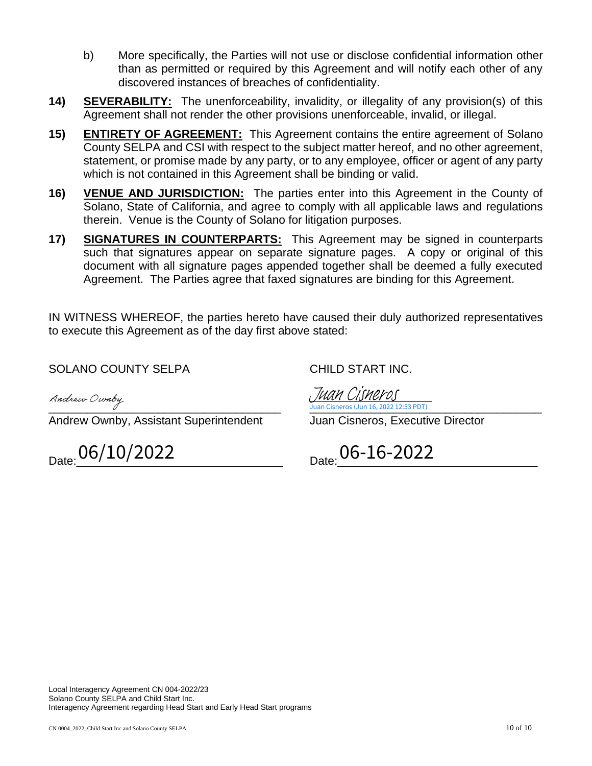b) More specifically, the Parties will not use or disclose confidential information other than as permitted or required by this Agreement and will notify each other of any discovered instances of breaches of confidentiality.

**14) SEVERABILITY:** The unenforceability, invalidity, or illegality of any provision(s) of this Agreement shall not render the other provisions unenforceable, invalid, or illegal.

**15) ENTIRETY OF AGREEMENT:** This Agreement contains the entire agreement of Solano County SELPA and CSI with respect to the subject matter hereof, and no other agreement, statement, or promise made by any party, or to any employee, officer or agent of any party which is not contained in this Agreement shall be binding or valid.

**16) VENUE AND JURISDICTION:** The parties enter into this Agreement in the County of Solano, State of California, and agree to comply with all applicable laws and regulations therein. Venue is the County of Solano for litigation purposes.

**17) SIGNATURES IN COUNTERPARTS:** This Agreement may be signed in counterparts such that signatures appear on separate signature pages. A copy or original of this document with all signature pages appended together shall be deemed a fully executed Agreement. The Parties agree that faxed signatures are binding for this Agreement.

IN WITNESS WHEREOF, the parties hereto have caused their duly authorized representatives to execute this Agreement as of the day first above stated:

SOLANO COUNTY SELPA

*Andrew Ownby*

Andrew Ownby, Assistant Superintendent

Date: 06/10/2022

CHILD START INC.

*Juan Cisneros*
Juan Cisneros (Jun 16, 2022 12:53 PDT)

Juan Cisneros, Executive Director

Date: 06-16-2022

Local Interagency Agreement CN 004-2022/23
Solano County SELPA and Child Start Inc.
Interagency Agreement regarding Head Start and Early Head Start programs